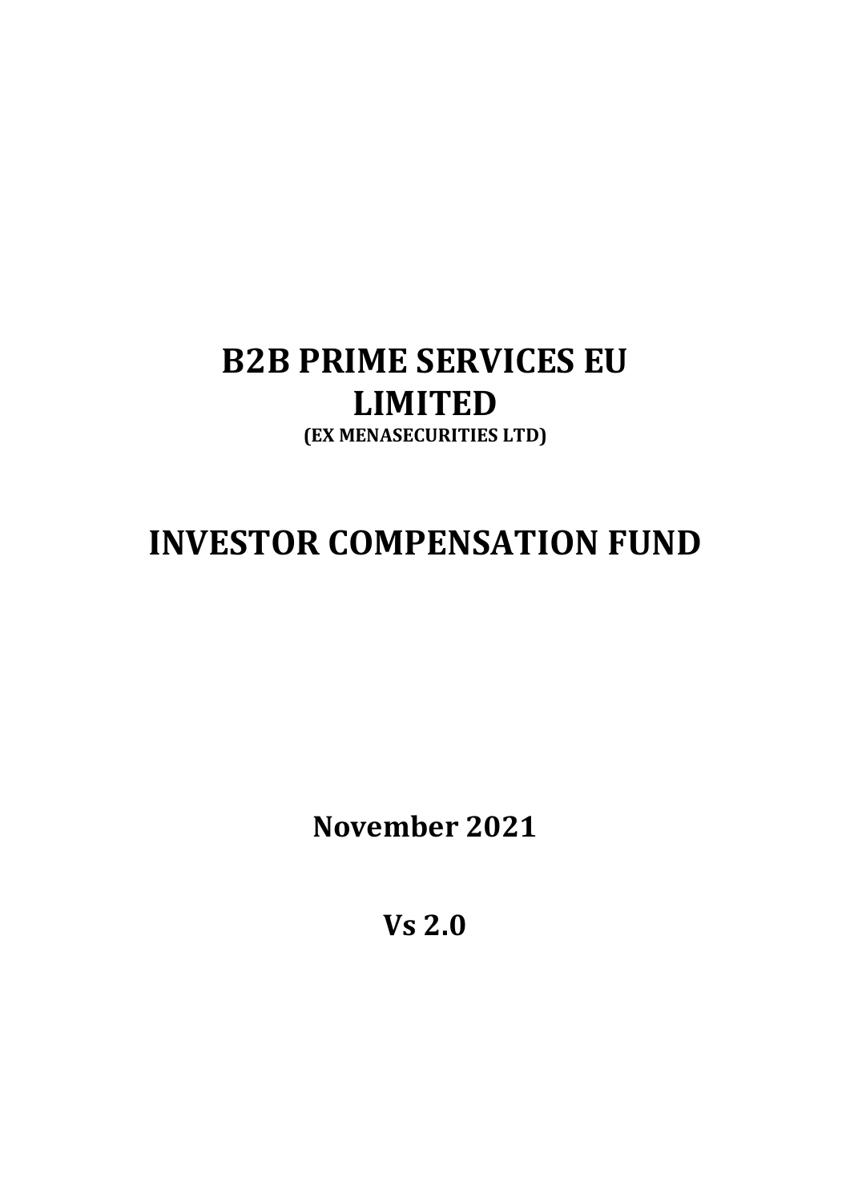# B2B PRIME SERVICES EU LIMITED

**(EX MENASECURITIES LTD)**

# INVESTOR COMPENSATION FUND

**November 2021**

**Vs 2.0**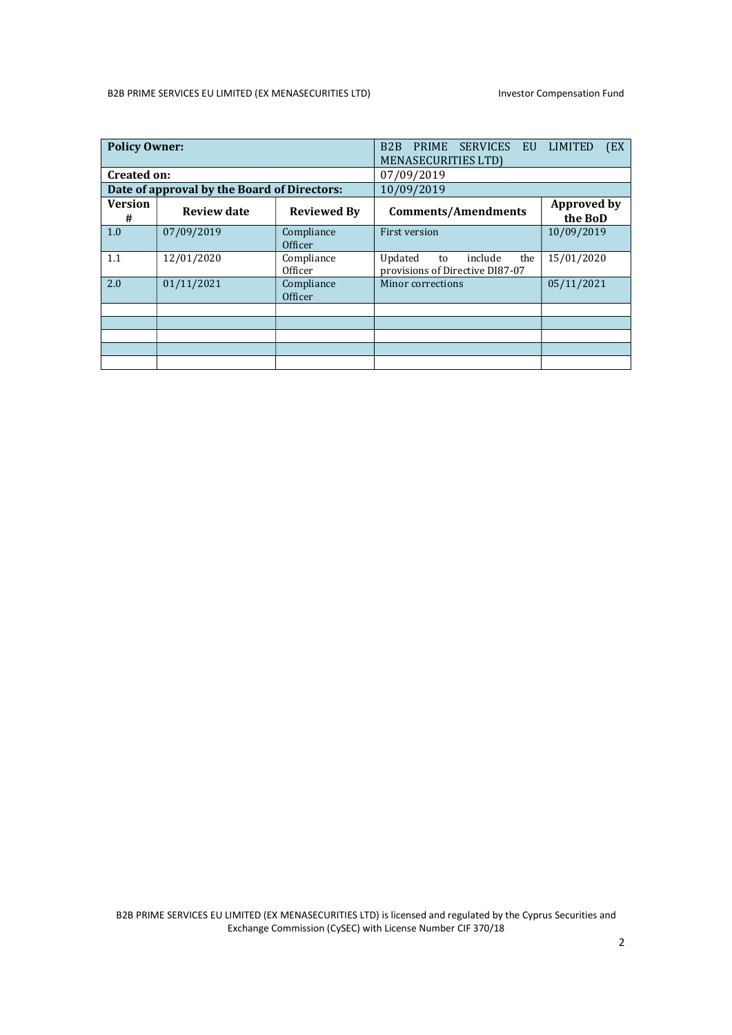| **Policy Owner:** | | | B2B PRIME SERVICES EU LIMITED (EX MENASECURITIES LTD) | |
|---|---|---|---|---|
| **Created on:** | | | 07/09/2019 | |
| **Date of approval by the Board of Directors:** | | | 10/09/2019 | |
| **Version #** | **Review date** | **Reviewed By** | **Comments/Amendments** | **Approved by the BoD** |
| 1.0 | 07/09/2019 | Compliance Officer | First version | 10/09/2019 |
| 1.1 | 12/01/2020 | Compliance Officer | Updated to include the provisions of Directive DI87-07 | 15/01/2020 |
| 2.0 | 01/11/2021 | Compliance Officer | Minor corrections | 05/11/2021 |
| | | | | |
| | | | | |
| | | | | |
| | | | | |
| | | | | |

B2B PRIME SERVICES EU LIMITED (EX MENASECURITIES LTD) is licensed and regulated by the Cyprus Securities and Exchange Commission (CySEC) with License Number CIF 370/18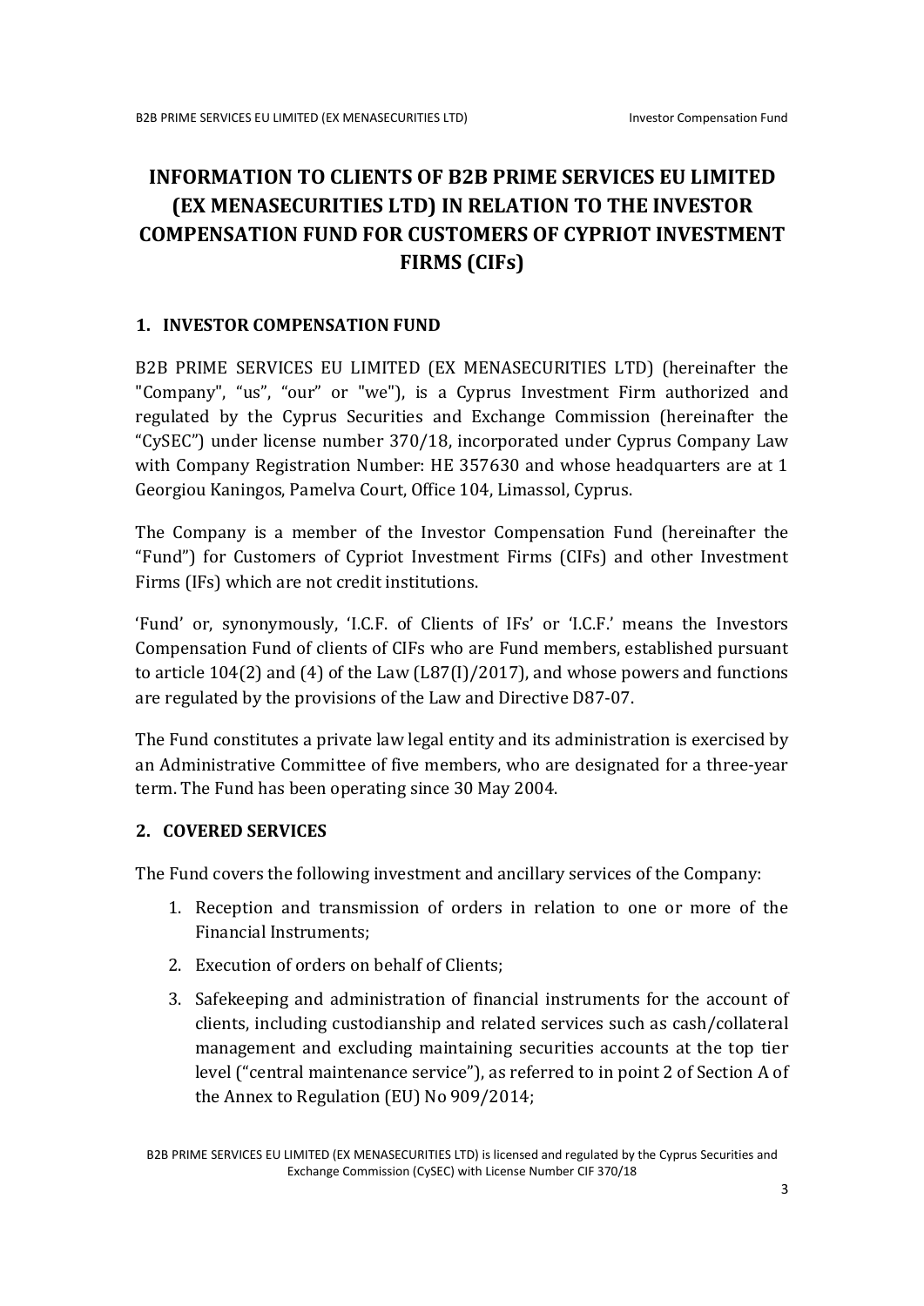# INFORMATION TO CLIENTS OF B2B PRIME SERVICES EU LIMITED (EX MENASECURITIES LTD) IN RELATION TO THE INVESTOR COMPENSATION FUND FOR CUSTOMERS OF CYPRIOT INVESTMENT FIRMS (CIFs)

## 1. INVESTOR COMPENSATION FUND

B2B PRIME SERVICES EU LIMITED (EX MENASECURITIES LTD) (hereinafter the "Company", "us", "our" or "we"), is a Cyprus Investment Firm authorized and regulated by the Cyprus Securities and Exchange Commission (hereinafter the "CySEC") under license number 370/18, incorporated under Cyprus Company Law with Company Registration Number: HE 357630 and whose headquarters are at 1 Georgiou Kaningos, Pamelva Court, Office 104, Limassol, Cyprus.

The Company is a member of the Investor Compensation Fund (hereinafter the "Fund") for Customers of Cypriot Investment Firms (CIFs) and other Investment Firms (IFs) which are not credit institutions.

'Fund' or, synonymously, 'I.C.F. of Clients of IFs' or 'I.C.F.' means the Investors Compensation Fund of clients of CIFs who are Fund members, established pursuant to article 104(2) and (4) of the Law (L87(I)/2017), and whose powers and functions are regulated by the provisions of the Law and Directive D87-07.

The Fund constitutes a private law legal entity and its administration is exercised by an Administrative Committee of five members, who are designated for a three-year term. The Fund has been operating since 30 May 2004.

## 2. COVERED SERVICES

The Fund covers the following investment and ancillary services of the Company:

1. Reception and transmission of orders in relation to one or more of the Financial Instruments;
2. Execution of orders on behalf of Clients;
3. Safekeeping and administration of financial instruments for the account of clients, including custodianship and related services such as cash/collateral management and excluding maintaining securities accounts at the top tier level ("central maintenance service"), as referred to in point 2 of Section A of the Annex to Regulation (EU) No 909/2014;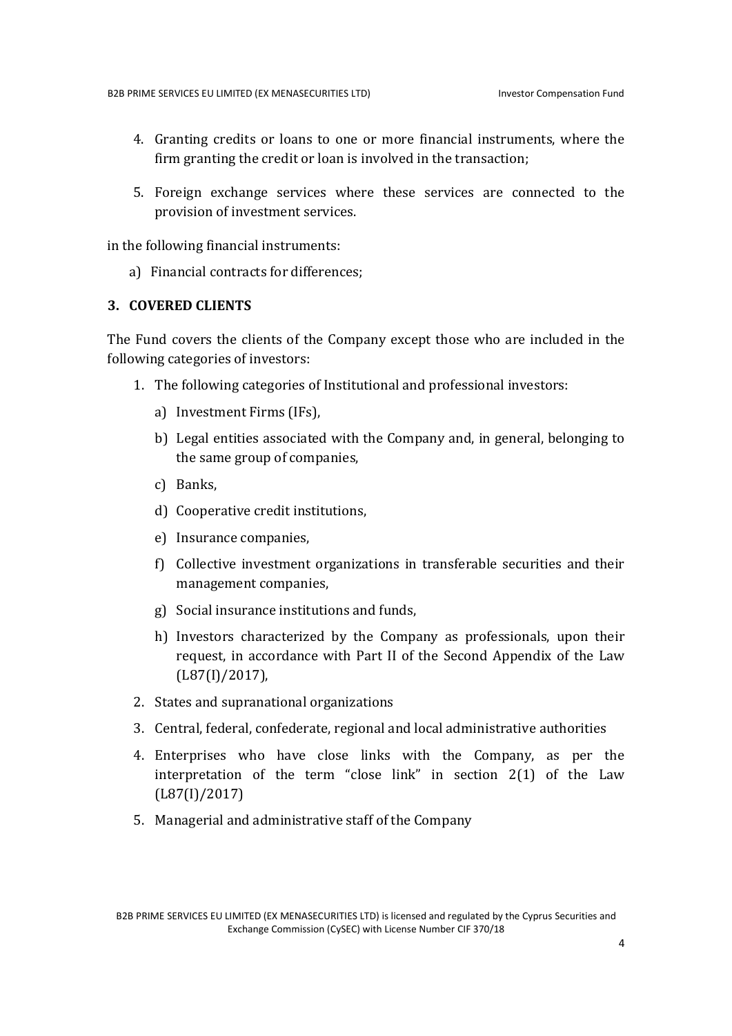4. Granting credits or loans to one or more financial instruments, where the firm granting the credit or loan is involved in the transaction;
5. Foreign exchange services where these services are connected to the provision of investment services.

in the following financial instruments:

a) Financial contracts for differences;

## 3. COVERED CLIENTS

The Fund covers the clients of the Company except those who are included in the following categories of investors:

1. The following categories of Institutional and professional investors:
   a) Investment Firms (IFs),
   b) Legal entities associated with the Company and, in general, belonging to the same group of companies,
   c) Banks,
   d) Cooperative credit institutions,
   e) Insurance companies,
   f) Collective investment organizations in transferable securities and their management companies,
   g) Social insurance institutions and funds,
   h) Investors characterized by the Company as professionals, upon their request, in accordance with Part II of the Second Appendix of the Law (L87(I)/2017),
2. States and supranational organizations
3. Central, federal, confederate, regional and local administrative authorities
4. Enterprises who have close links with the Company, as per the interpretation of the term "close link" in section 2(1) of the Law (L87(I)/2017)
5. Managerial and administrative staff of the Company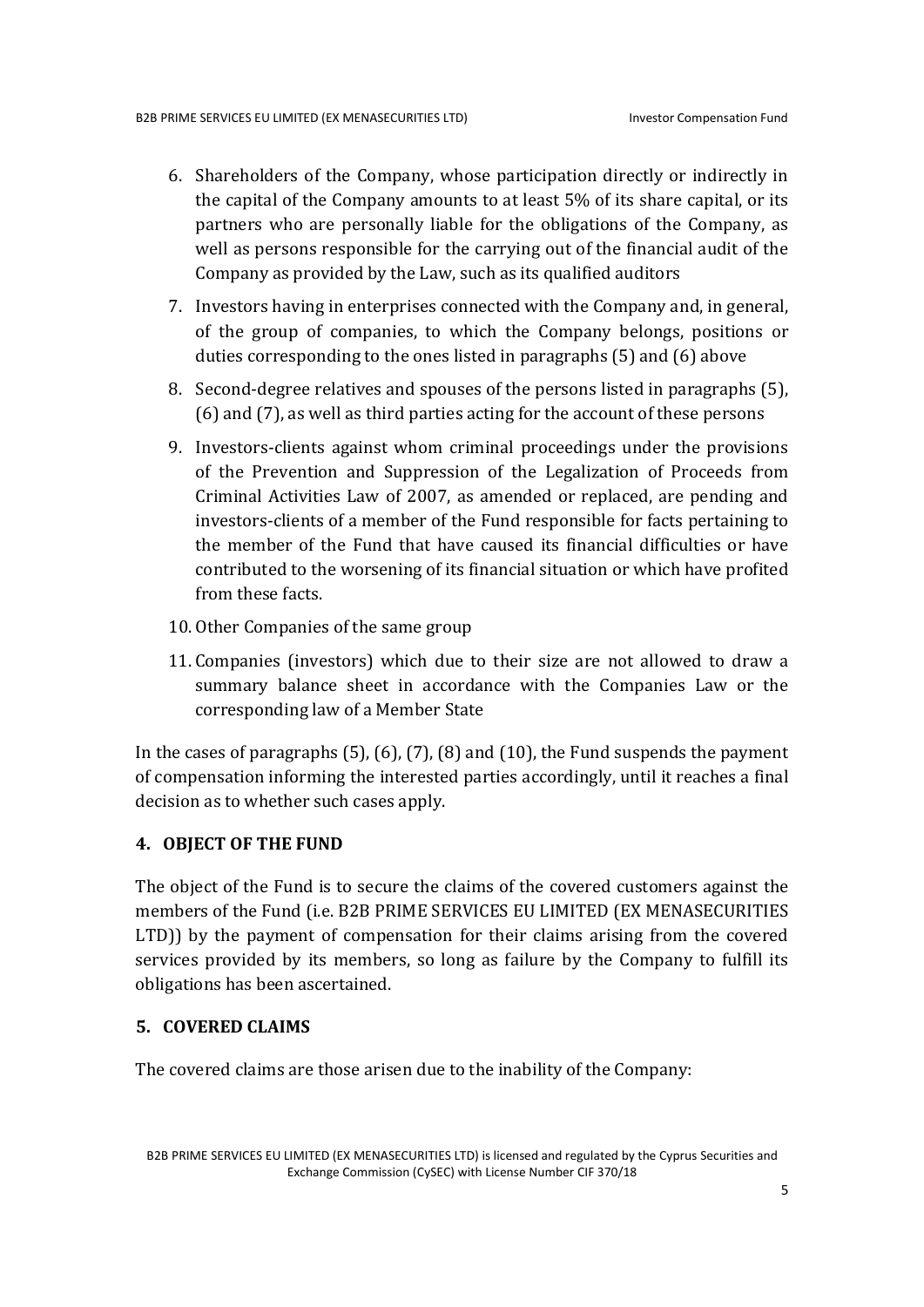6. Shareholders of the Company, whose participation directly or indirectly in the capital of the Company amounts to at least 5% of its share capital, or its partners who are personally liable for the obligations of the Company, as well as persons responsible for the carrying out of the financial audit of the Company as provided by the Law, such as its qualified auditors
7. Investors having in enterprises connected with the Company and, in general, of the group of companies, to which the Company belongs, positions or duties corresponding to the ones listed in paragraphs (5) and (6) above
8. Second-degree relatives and spouses of the persons listed in paragraphs (5), (6) and (7), as well as third parties acting for the account of these persons
9. Investors-clients against whom criminal proceedings under the provisions of the Prevention and Suppression of the Legalization of Proceeds from Criminal Activities Law of 2007, as amended or replaced, are pending and investors-clients of a member of the Fund responsible for facts pertaining to the member of the Fund that have caused its financial difficulties or have contributed to the worsening of its financial situation or which have profited from these facts.
10. Other Companies of the same group
11. Companies (investors) which due to their size are not allowed to draw a summary balance sheet in accordance with the Companies Law or the corresponding law of a Member State

In the cases of paragraphs (5), (6), (7), (8) and (10), the Fund suspends the payment of compensation informing the interested parties accordingly, until it reaches a final decision as to whether such cases apply.

## 4. OBJECT OF THE FUND

The object of the Fund is to secure the claims of the covered customers against the members of the Fund (i.e. B2B PRIME SERVICES EU LIMITED (EX MENASECURITIES LTD)) by the payment of compensation for their claims arising from the covered services provided by its members, so long as failure by the Company to fulfill its obligations has been ascertained.

## 5. COVERED CLAIMS

The covered claims are those arisen due to the inability of the Company: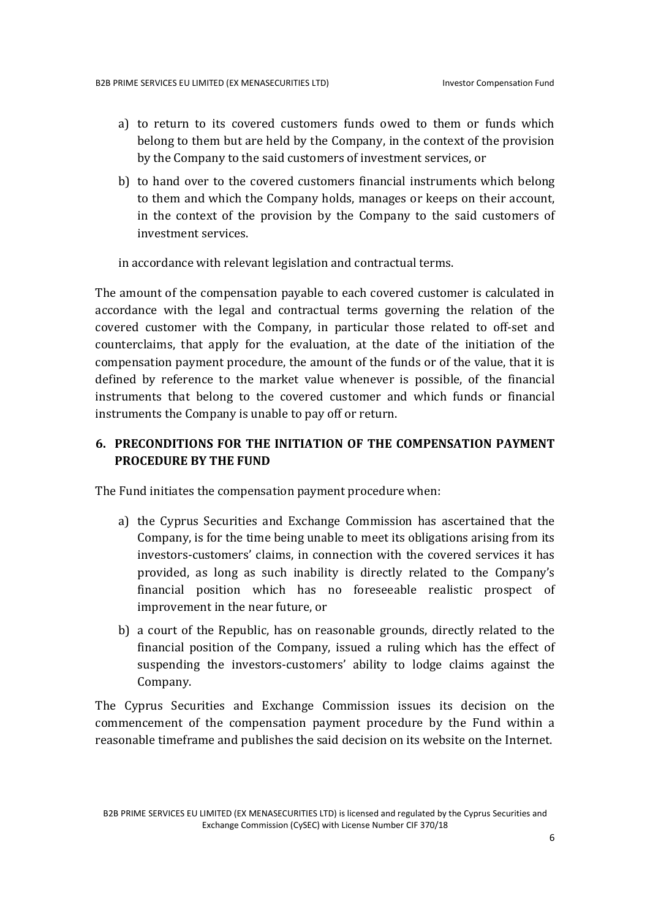a) to return to its covered customers funds owed to them or funds which belong to them but are held by the Company, in the context of the provision by the Company to the said customers of investment services, or

b) to hand over to the covered customers financial instruments which belong to them and which the Company holds, manages or keeps on their account, in the context of the provision by the Company to the said customers of investment services.

in accordance with relevant legislation and contractual terms.

The amount of the compensation payable to each covered customer is calculated in accordance with the legal and contractual terms governing the relation of the covered customer with the Company, in particular those related to off-set and counterclaims, that apply for the evaluation, at the date of the initiation of the compensation payment procedure, the amount of the funds or of the value, that it is defined by reference to the market value whenever is possible, of the financial instruments that belong to the covered customer and which funds or financial instruments the Company is unable to pay off or return.

## 6. PRECONDITIONS FOR THE INITIATION OF THE COMPENSATION PAYMENT PROCEDURE BY THE FUND

The Fund initiates the compensation payment procedure when:

a) the Cyprus Securities and Exchange Commission has ascertained that the Company, is for the time being unable to meet its obligations arising from its investors-customers' claims, in connection with the covered services it has provided, as long as such inability is directly related to the Company's financial position which has no foreseeable realistic prospect of improvement in the near future, or

b) a court of the Republic, has on reasonable grounds, directly related to the financial position of the Company, issued a ruling which has the effect of suspending the investors-customers' ability to lodge claims against the Company.

The Cyprus Securities and Exchange Commission issues its decision on the commencement of the compensation payment procedure by the Fund within a reasonable timeframe and publishes the said decision on its website on the Internet.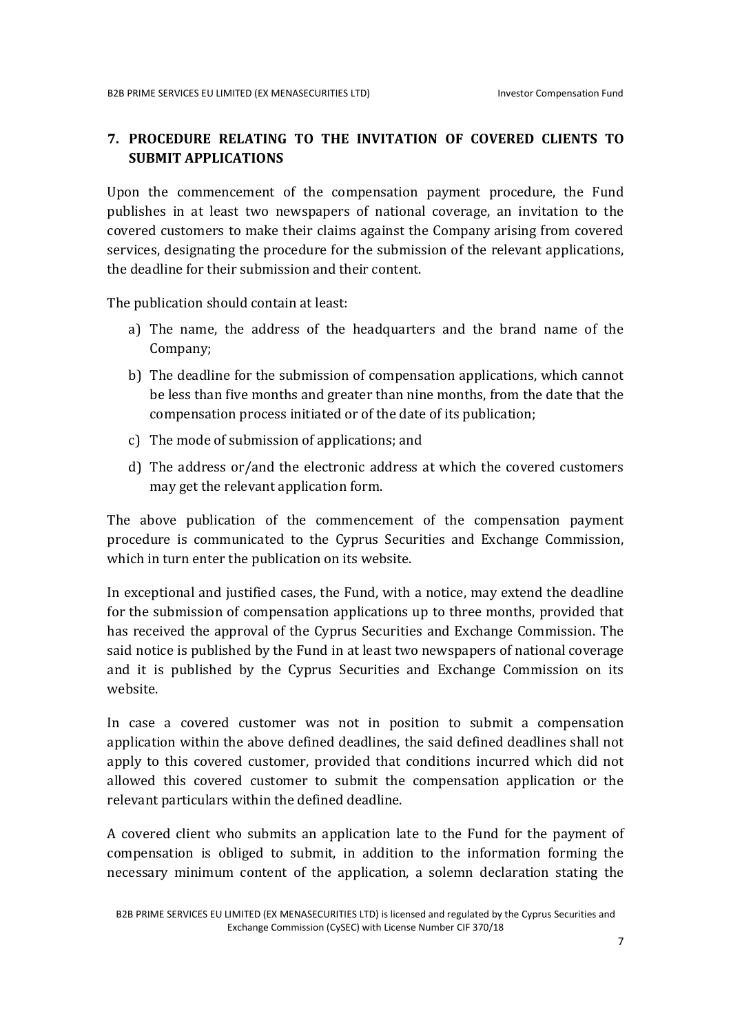## 7. PROCEDURE RELATING TO THE INVITATION OF COVERED CLIENTS TO SUBMIT APPLICATIONS

Upon the commencement of the compensation payment procedure, the Fund publishes in at least two newspapers of national coverage, an invitation to the covered customers to make their claims against the Company arising from covered services, designating the procedure for the submission of the relevant applications, the deadline for their submission and their content.

The publication should contain at least:

a) The name, the address of the headquarters and the brand name of the Company;

b) The deadline for the submission of compensation applications, which cannot be less than five months and greater than nine months, from the date that the compensation process initiated or of the date of its publication;

c) The mode of submission of applications; and

d) The address or/and the electronic address at which the covered customers may get the relevant application form.

The above publication of the commencement of the compensation payment procedure is communicated to the Cyprus Securities and Exchange Commission, which in turn enter the publication on its website.

In exceptional and justified cases, the Fund, with a notice, may extend the deadline for the submission of compensation applications up to three months, provided that has received the approval of the Cyprus Securities and Exchange Commission. The said notice is published by the Fund in at least two newspapers of national coverage and it is published by the Cyprus Securities and Exchange Commission on its website.

In case a covered customer was not in position to submit a compensation application within the above defined deadlines, the said defined deadlines shall not apply to this covered customer, provided that conditions incurred which did not allowed this covered customer to submit the compensation application or the relevant particulars within the defined deadline.

A covered client who submits an application late to the Fund for the payment of compensation is obliged to submit, in addition to the information forming the necessary minimum content of the application, a solemn declaration stating the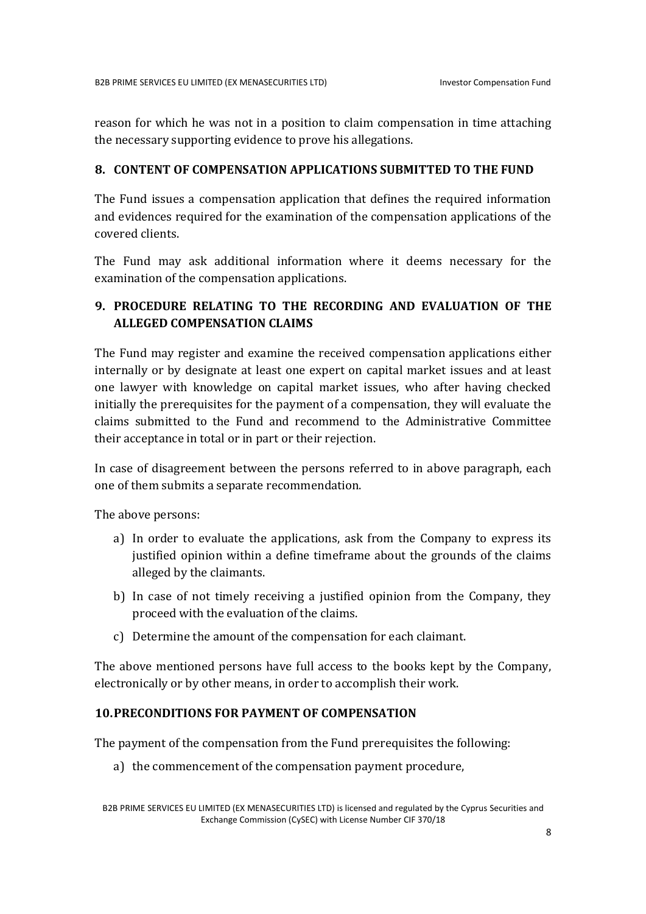reason for which he was not in a position to claim compensation in time attaching the necessary supporting evidence to prove his allegations.

## 8. CONTENT OF COMPENSATION APPLICATIONS SUBMITTED TO THE FUND

The Fund issues a compensation application that defines the required information and evidences required for the examination of the compensation applications of the covered clients.

The Fund may ask additional information where it deems necessary for the examination of the compensation applications.

## 9. PROCEDURE RELATING TO THE RECORDING AND EVALUATION OF THE ALLEGED COMPENSATION CLAIMS

The Fund may register and examine the received compensation applications either internally or by designate at least one expert on capital market issues and at least one lawyer with knowledge on capital market issues, who after having checked initially the prerequisites for the payment of a compensation, they will evaluate the claims submitted to the Fund and recommend to the Administrative Committee their acceptance in total or in part or their rejection.

In case of disagreement between the persons referred to in above paragraph, each one of them submits a separate recommendation.

The above persons:

a) In order to evaluate the applications, ask from the Company to express its justified opinion within a define timeframe about the grounds of the claims alleged by the claimants.
b) In case of not timely receiving a justified opinion from the Company, they proceed with the evaluation of the claims.
c) Determine the amount of the compensation for each claimant.

The above mentioned persons have full access to the books kept by the Company, electronically or by other means, in order to accomplish their work.

## 10. PRECONDITIONS FOR PAYMENT OF COMPENSATION

The payment of the compensation from the Fund prerequisites the following:

a) the commencement of the compensation payment procedure,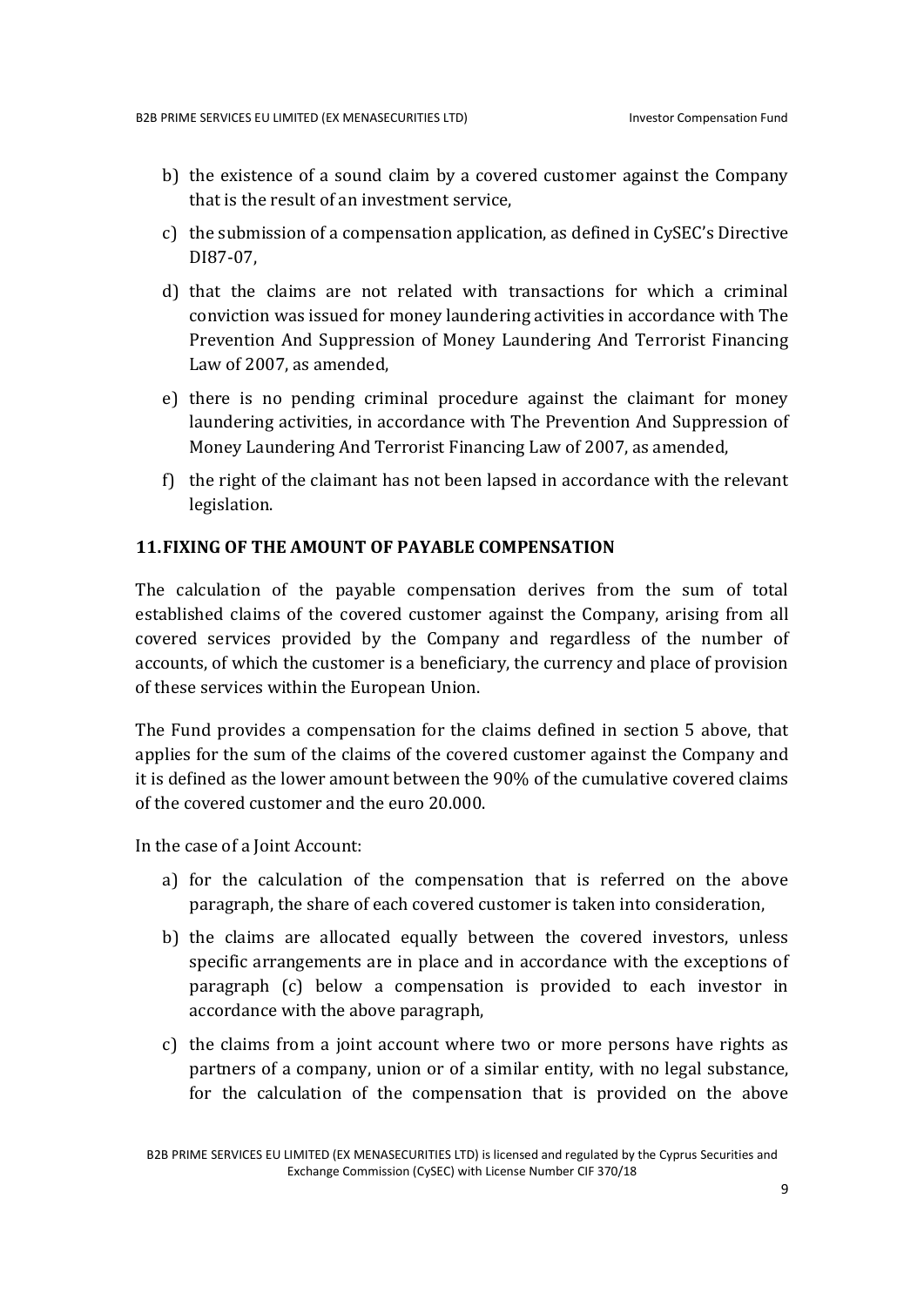b) the existence of a sound claim by a covered customer against the Company that is the result of an investment service,

c) the submission of a compensation application, as defined in CySEC's Directive DI87-07,

d) that the claims are not related with transactions for which a criminal conviction was issued for money laundering activities in accordance with The Prevention And Suppression of Money Laundering And Terrorist Financing Law of 2007, as amended,

e) there is no pending criminal procedure against the claimant for money laundering activities, in accordance with The Prevention And Suppression of Money Laundering And Terrorist Financing Law of 2007, as amended,

f) the right of the claimant has not been lapsed in accordance with the relevant legislation.

## 11. FIXING OF THE AMOUNT OF PAYABLE COMPENSATION

The calculation of the payable compensation derives from the sum of total established claims of the covered customer against the Company, arising from all covered services provided by the Company and regardless of the number of accounts, of which the customer is a beneficiary, the currency and place of provision of these services within the European Union.

The Fund provides a compensation for the claims defined in section 5 above, that applies for the sum of the claims of the covered customer against the Company and it is defined as the lower amount between the 90% of the cumulative covered claims of the covered customer and the euro 20.000.

In the case of a Joint Account:

a) for the calculation of the compensation that is referred on the above paragraph, the share of each covered customer is taken into consideration,

b) the claims are allocated equally between the covered investors, unless specific arrangements are in place and in accordance with the exceptions of paragraph (c) below a compensation is provided to each investor in accordance with the above paragraph,

c) the claims from a joint account where two or more persons have rights as partners of a company, union or of a similar entity, with no legal substance, for the calculation of the compensation that is provided on the above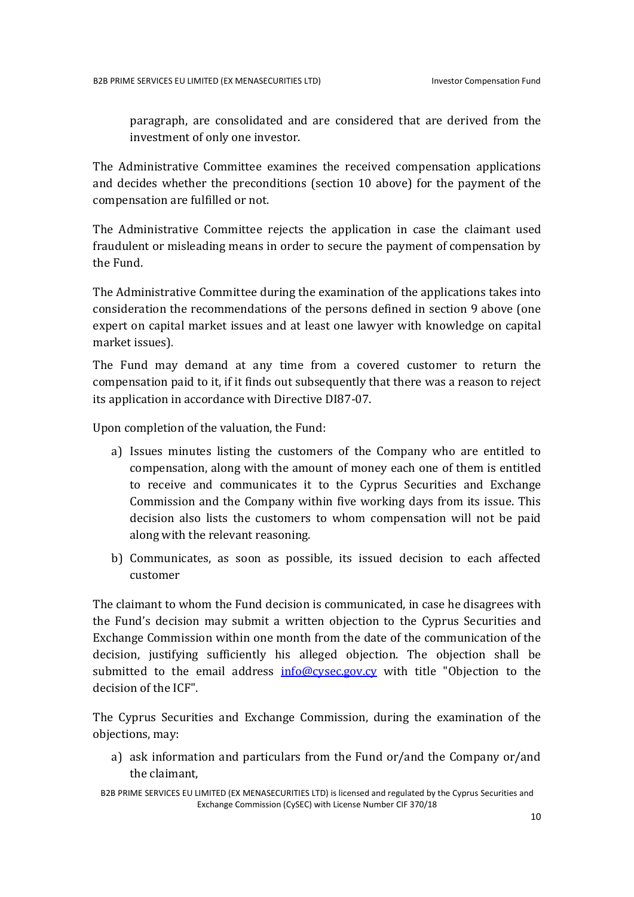paragraph, are consolidated and are considered that are derived from the investment of only one investor.

The Administrative Committee examines the received compensation applications and decides whether the preconditions (section 10 above) for the payment of the compensation are fulfilled or not.

The Administrative Committee rejects the application in case the claimant used fraudulent or misleading means in order to secure the payment of compensation by the Fund.

The Administrative Committee during the examination of the applications takes into consideration the recommendations of the persons defined in section 9 above (one expert on capital market issues and at least one lawyer with knowledge on capital market issues).

The Fund may demand at any time from a covered customer to return the compensation paid to it, if it finds out subsequently that there was a reason to reject its application in accordance with Directive DI87-07.

Upon completion of the valuation, the Fund:

a) Issues minutes listing the customers of the Company who are entitled to compensation, along with the amount of money each one of them is entitled to receive and communicates it to the Cyprus Securities and Exchange Commission and the Company within five working days from its issue. This decision also lists the customers to whom compensation will not be paid along with the relevant reasoning.
b) Communicates, as soon as possible, its issued decision to each affected customer

The claimant to whom the Fund decision is communicated, in case he disagrees with the Fund's decision may submit a written objection to the Cyprus Securities and Exchange Commission within one month from the date of the communication of the decision, justifying sufficiently his alleged objection. The objection shall be submitted to the email address [info@cysec.gov.cy](mailto:info@cysec.gov.cy) with title "Objection to the decision of the ICF".

The Cyprus Securities and Exchange Commission, during the examination of the objections, may:

a) ask information and particulars from the Fund or/and the Company or/and the claimant,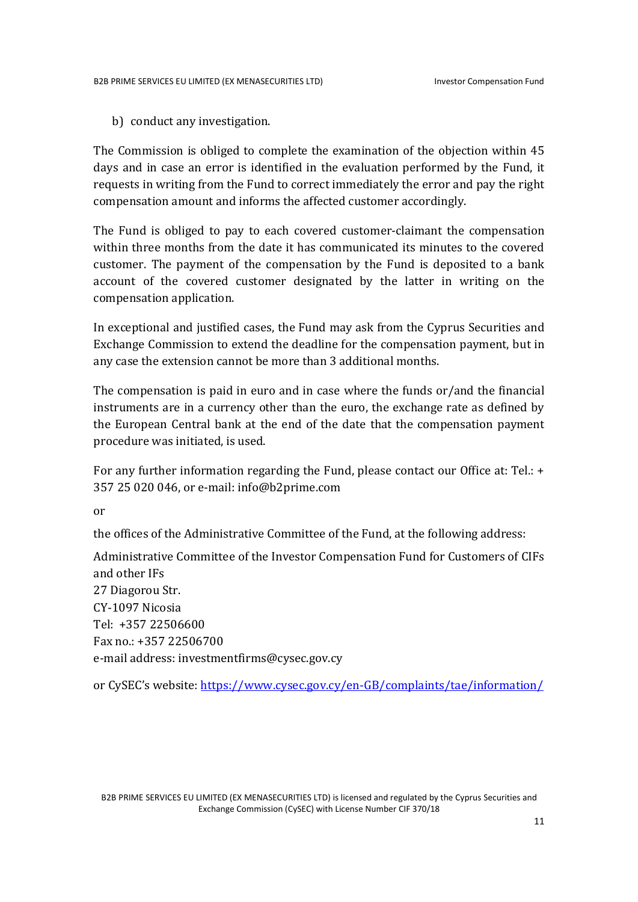b) conduct any investigation.

The Commission is obliged to complete the examination of the objection within 45 days and in case an error is identified in the evaluation performed by the Fund, it requests in writing from the Fund to correct immediately the error and pay the right compensation amount and informs the affected customer accordingly.

The Fund is obliged to pay to each covered customer-claimant the compensation within three months from the date it has communicated its minutes to the covered customer. The payment of the compensation by the Fund is deposited to a bank account of the covered customer designated by the latter in writing on the compensation application.

In exceptional and justified cases, the Fund may ask from the Cyprus Securities and Exchange Commission to extend the deadline for the compensation payment, but in any case the extension cannot be more than 3 additional months.

The compensation is paid in euro and in case where the funds or/and the financial instruments are in a currency other than the euro, the exchange rate as defined by the European Central bank at the end of the date that the compensation payment procedure was initiated, is used.

For any further information regarding the Fund, please contact our Office at: Tel.: + 357 25 020 046, or e-mail: info@b2prime.com

or

the offices of the Administrative Committee of the Fund, at the following address:

Administrative Committee of the Investor Compensation Fund for Customers of CIFs and other IFs
27 Diagorou Str.
CY-1097 Nicosia
Tel: +357 22506600
Fax no.: +357 22506700
e-mail address: investmentfirms@cysec.gov.cy

or CySEC's website: [https://www.cysec.gov.cy/en-GB/complaints/tae/information/](https://www.cysec.gov.cy/en-GB/complaints/tae/information/)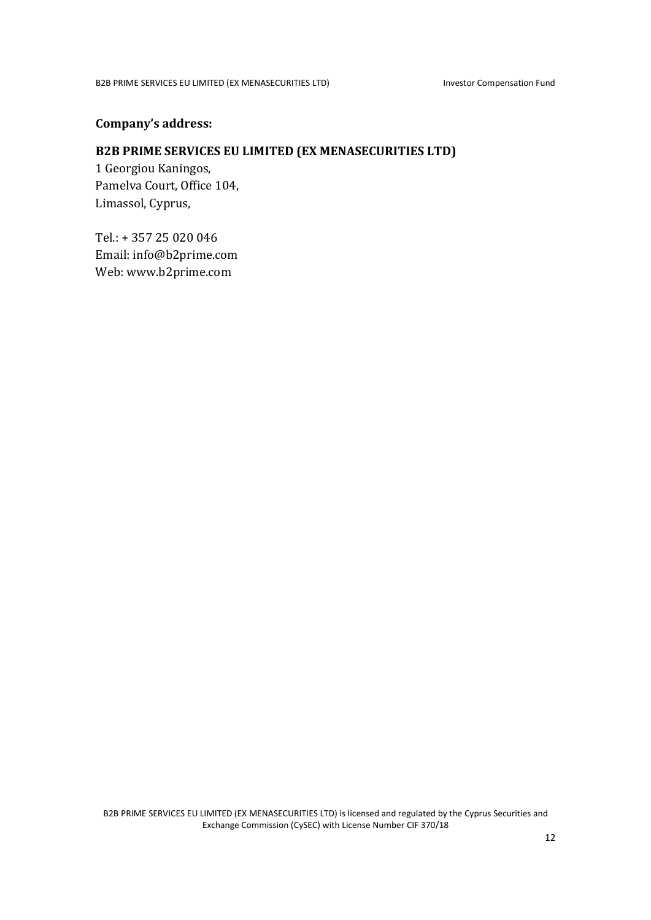**Company's address:**

**B2B PRIME SERVICES EU LIMITED (EX MENASECURITIES LTD)**
1 Georgiou Kaningos,
Pamelva Court, Office 104,
Limassol, Cyprus,

Tel.: + 357 25 020 046
Email: info@b2prime.com
Web: www.b2prime.com